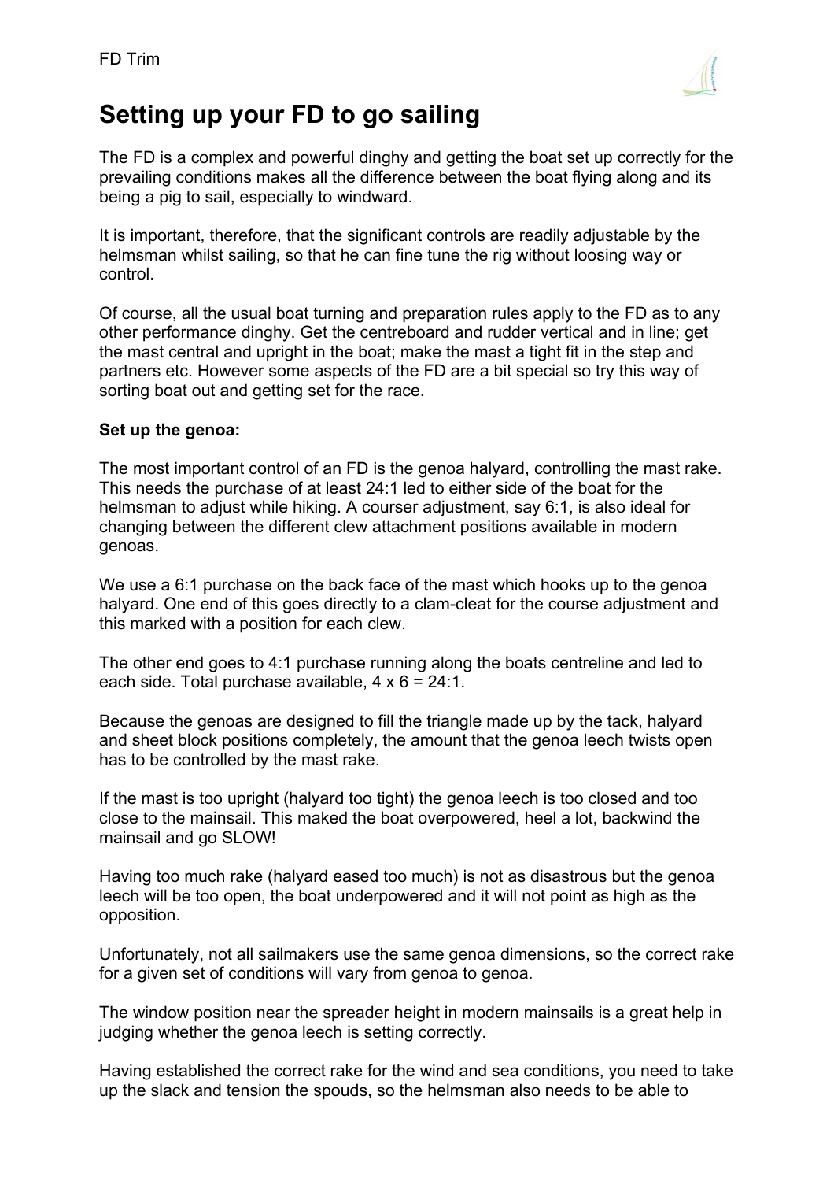# Setting up your FD to go sailing

The FD is a complex and powerful dinghy and getting the boat set up correctly for the prevailing conditions makes all the difference between the boat flying along and its being a pig to sail, especially to windward.

It is important, therefore, that the significant controls are readily adjustable by the helmsman whilst sailing, so that he can fine tune the rig without loosing way or control.

Of course, all the usual boat turning and preparation rules apply to the FD as to any other performance dinghy. Get the centreboard and rudder vertical and in line; get the mast central and upright in the boat; make the mast a tight fit in the step and partners etc. However some aspects of the FD are a bit special so try this way of sorting boat out and getting set for the race.

**Set up the genoa:**

The most important control of an FD is the genoa halyard, controlling the mast rake. This needs the purchase of at least 24:1 led to either side of the boat for the helmsman to adjust while hiking. A courser adjustment, say 6:1, is also ideal for changing between the different clew attachment positions available in modern genoas.

We use a 6:1 purchase on the back face of the mast which hooks up to the genoa halyard. One end of this goes directly to a clam-cleat for the course adjustment and this marked with a position for each clew.

The other end goes to 4:1 purchase running along the boats centreline and led to each side. Total purchase available, 4 x 6 = 24:1.

Because the genoas are designed to fill the triangle made up by the tack, halyard and sheet block positions completely, the amount that the genoa leech twists open has to be controlled by the mast rake.

If the mast is too upright (halyard too tight) the genoa leech is too closed and too close to the mainsail. This maked the boat overpowered, heel a lot, backwind the mainsail and go SLOW!

Having too much rake (halyard eased too much) is not as disastrous but the genoa leech will be too open, the boat underpowered and it will not point as high as the opposition.

Unfortunately, not all sailmakers use the same genoa dimensions, so the correct rake for a given set of conditions will vary from genoa to genoa.

The window position near the spreader height in modern mainsails is a great help in judging whether the genoa leech is setting correctly.

Having established the correct rake for the wind and sea conditions, you need to take up the slack and tension the spouds, so the helmsman also needs to be able to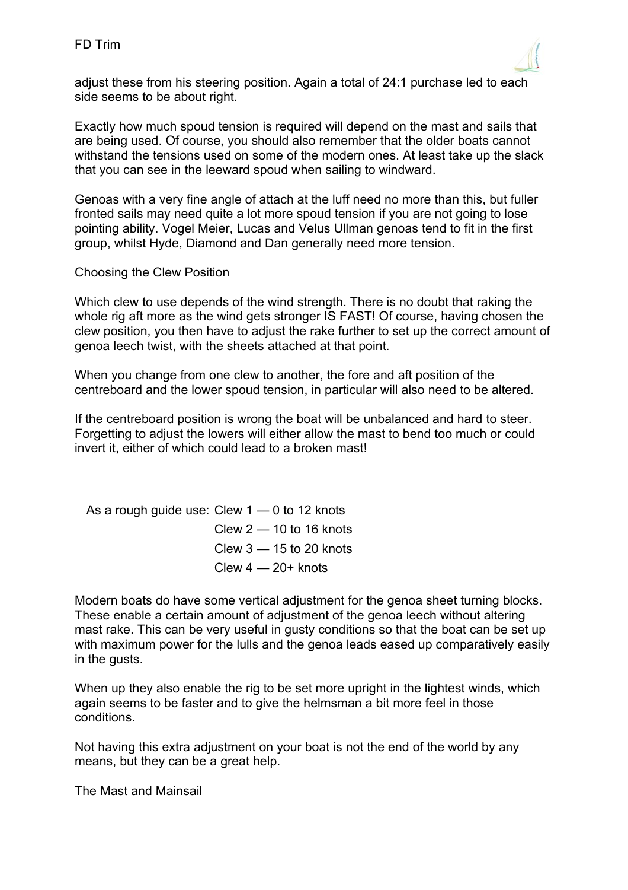adjust these from his steering position. Again a total of 24:1 purchase led to each side seems to be about right.

Exactly how much spoud tension is required will depend on the mast and sails that are being used. Of course, you should also remember that the older boats cannot withstand the tensions used on some of the modern ones. At least take up the slack that you can see in the leeward spoud when sailing to windward.

Genoas with a very fine angle of attach at the luff need no more than this, but fuller fronted sails may need quite a lot more spoud tension if you are not going to lose pointing ability. Vogel Meier, Lucas and Velus Ullman genoas tend to fit in the first group, whilst Hyde, Diamond and Dan generally need more tension.

## Choosing the Clew Position

Which clew to use depends of the wind strength. There is no doubt that raking the whole rig aft more as the wind gets stronger IS FAST! Of course, having chosen the clew position, you then have to adjust the rake further to set up the correct amount of genoa leech twist, with the sheets attached at that point.

When you change from one clew to another, the fore and aft position of the centreboard and the lower spoud tension, in particular will also need to be altered.

If the centreboard position is wrong the boat will be unbalanced and hard to steer. Forgetting to adjust the lowers will either allow the mast to bend too much or could invert it, either of which could lead to a broken mast!

As a rough guide use:
- Clew 1 — 0 to 12 knots
- Clew 2 — 10 to 16 knots
- Clew 3 — 15 to 20 knots
- Clew 4 — 20+ knots

Modern boats do have some vertical adjustment for the genoa sheet turning blocks. These enable a certain amount of adjustment of the genoa leech without altering mast rake. This can be very useful in gusty conditions so that the boat can be set up with maximum power for the lulls and the genoa leads eased up comparatively easily in the gusts.

When up they also enable the rig to be set more upright in the lightest winds, which again seems to be faster and to give the helmsman a bit more feel in those conditions.

Not having this extra adjustment on your boat is not the end of the world by any means, but they can be a great help.

## The Mast and Mainsail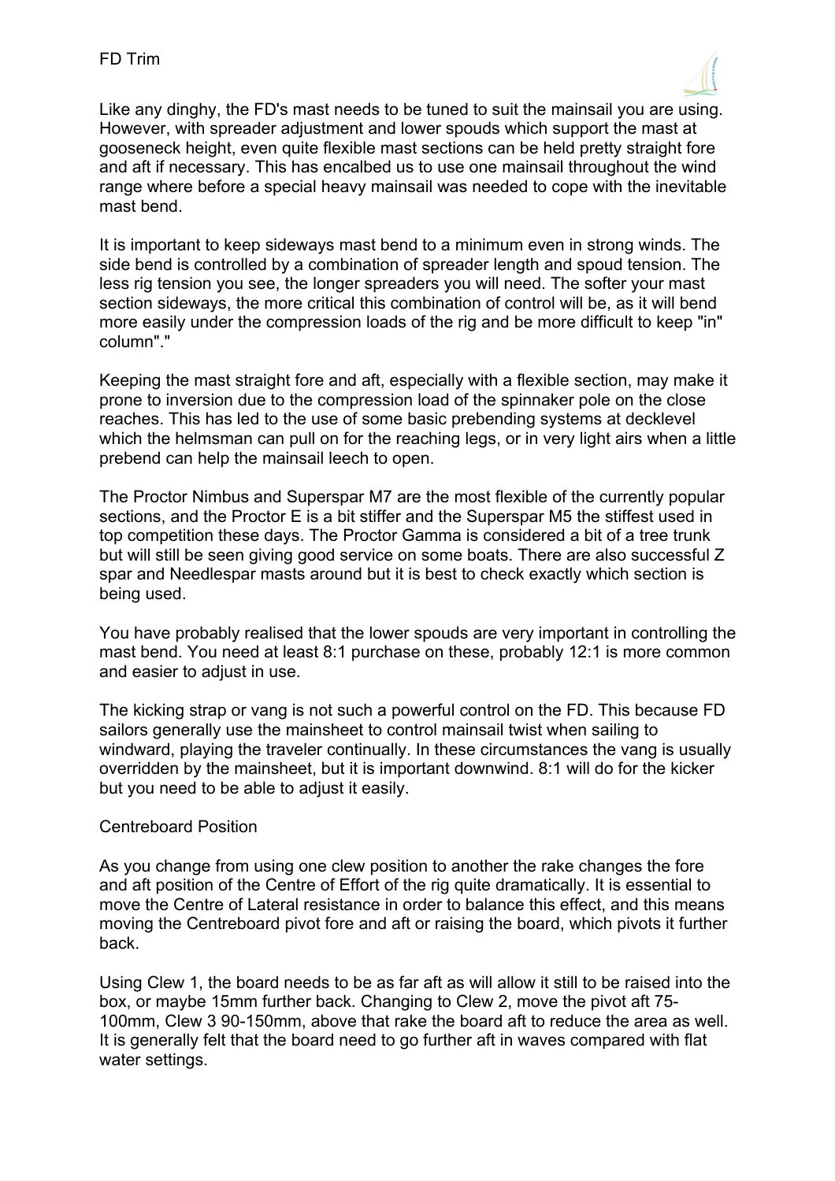Like any dinghy, the FD's mast needs to be tuned to suit the mainsail you are using. However, with spreader adjustment and lower spouds which support the mast at gooseneck height, even quite flexible mast sections can be held pretty straight fore and aft if necessary. This has encalbed us to use one mainsail throughout the wind range where before a special heavy mainsail was needed to cope with the inevitable mast bend.

It is important to keep sideways mast bend to a minimum even in strong winds. The side bend is controlled by a combination of spreader length and spoud tension. The less rig tension you see, the longer spreaders you will need. The softer your mast section sideways, the more critical this combination of control will be, as it will bend more easily under the compression loads of the rig and be more difficult to keep "in" column"."

Keeping the mast straight fore and aft, especially with a flexible section, may make it prone to inversion due to the compression load of the spinnaker pole on the close reaches. This has led to the use of some basic prebending systems at decklevel which the helmsman can pull on for the reaching legs, or in very light airs when a little prebend can help the mainsail leech to open.

The Proctor Nimbus and Superspar M7 are the most flexible of the currently popular sections, and the Proctor E is a bit stiffer and the Superspar M5 the stiffest used in top competition these days. The Proctor Gamma is considered a bit of a tree trunk but will still be seen giving good service on some boats. There are also successful Z spar and Needlespar masts around but it is best to check exactly which section is being used.

You have probably realised that the lower spouds are very important in controlling the mast bend. You need at least 8:1 purchase on these, probably 12:1 is more common and easier to adjust in use.

The kicking strap or vang is not such a powerful control on the FD. This because FD sailors generally use the mainsheet to control mainsail twist when sailing to windward, playing the traveler continually. In these circumstances the vang is usually overridden by the mainsheet, but it is important downwind. 8:1 will do for the kicker but you need to be able to adjust it easily.

## Centreboard Position

As you change from using one clew position to another the rake changes the fore and aft position of the Centre of Effort of the rig quite dramatically. It is essential to move the Centre of Lateral resistance in order to balance this effect, and this means moving the Centreboard pivot fore and aft or raising the board, which pivots it further back.

Using Clew 1, the board needs to be as far aft as will allow it still to be raised into the box, or maybe 15mm further back. Changing to Clew 2, move the pivot aft 75-100mm, Clew 3 90-150mm, above that rake the board aft to reduce the area as well. It is generally felt that the board need to go further aft in waves compared with flat water settings.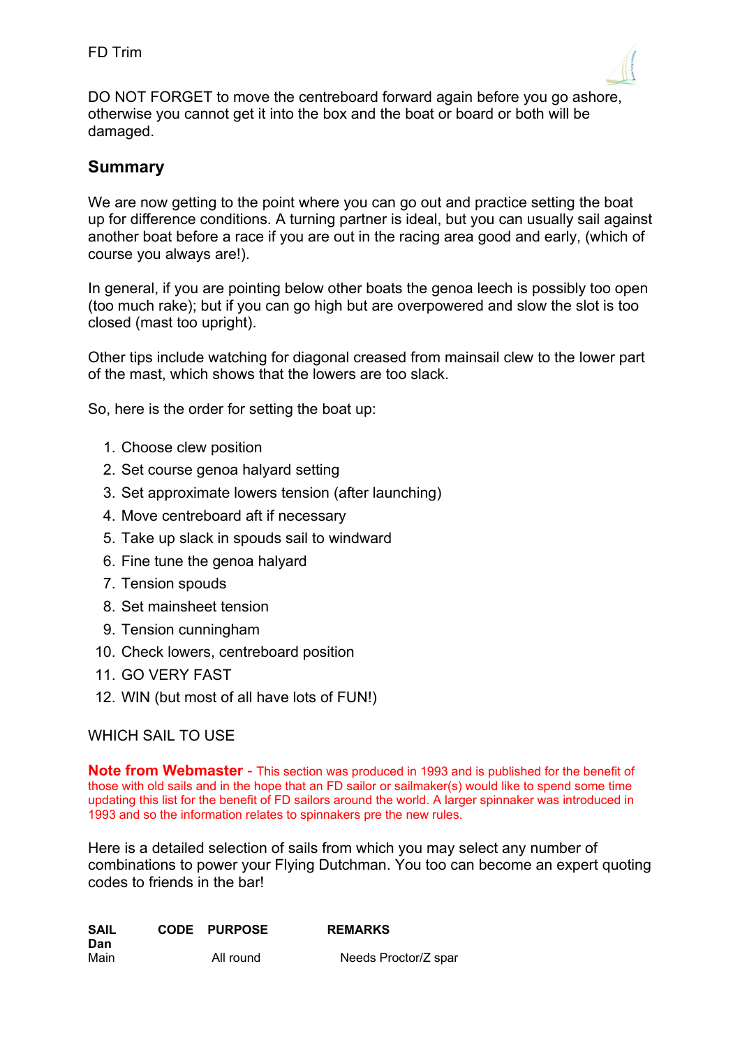DO NOT FORGET to move the centreboard forward again before you go ashore, otherwise you cannot get it into the box and the boat or board or both will be damaged.

## Summary

We are now getting to the point where you can go out and practice setting the boat up for difference conditions. A turning partner is ideal, but you can usually sail against another boat before a race if you are out in the racing area good and early, (which of course you always are!).

In general, if you are pointing below other boats the genoa leech is possibly too open (too much rake); but if you can go high but are overpowered and slow the slot is too closed (mast too upright).

Other tips include watching for diagonal creased from mainsail clew to the lower part of the mast, which shows that the lowers are too slack.

So, here is the order for setting the boat up:

1. Choose clew position
2. Set course genoa halyard setting
3. Set approximate lowers tension (after launching)
4. Move centreboard aft if necessary
5. Take up slack in spouds sail to windward
6. Fine tune the genoa halyard
7. Tension spouds
8. Set mainsheet tension
9. Tension cunningham
10. Check lowers, centreboard position
11. GO VERY FAST
12. WIN (but most of all have lots of FUN!)

WHICH SAIL TO USE

**Note from Webmaster** - This section was produced in 1993 and is published for the benefit of those with old sails and in the hope that an FD sailor or sailmaker(s) would like to spend some time updating this list for the benefit of FD sailors around the world. A larger spinnaker was introduced in 1993 and so the information relates to spinnakers pre the new rules.

Here is a detailed selection of sails from which you may select any number of combinations to power your Flying Dutchman. You too can become an expert quoting codes to friends in the bar!

| SAIL | CODE | PURPOSE | REMARKS |
|---|---|---|---|
| **Dan** | | | |
| Main | | All round | Needs Proctor/Z spar |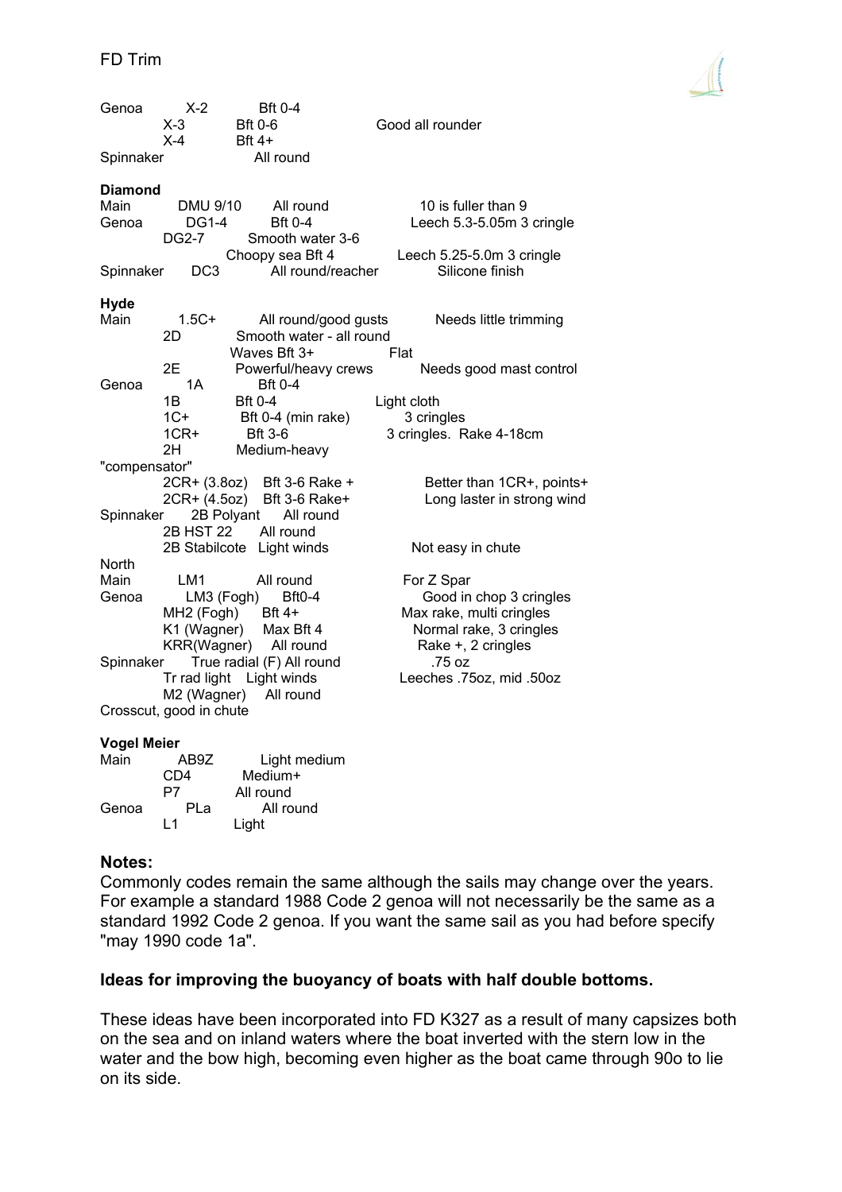FD Trim

| | | | |
|---|---|---|---|
| Genoa | X-2 | Bft 0-4 | |
| | X-3 | Bft 0-6 | Good all rounder |
| | X-4 | Bft 4+ | |
| Spinnaker | | All round | |

**Diamond**

| | | | |
|---|---|---|---|
| Main | DMU 9/10 | All round | 10 is fuller than 9 |
| Genoa | DG1-4 | Bft 0-4 | Leech 5.3-5.05m 3 cringle |
| | DG2-7 | Smooth water 3-6 | |
| | | Choopy sea Bft 4 | Leech 5.25-5.0m 3 cringle |
| Spinnaker | DC3 | All round/reacher | Silicone finish |

**Hyde**

| | | | |
|---|---|---|---|
| Main | 1.5C+ | All round/good gusts | Needs little trimming |
| | 2D | Smooth water - all round | |
| | | Waves Bft 3+ | Flat |
| | 2E | Powerful/heavy crews | Needs good mast control |
| Genoa | 1A | Bft 0-4 | |
| | 1B | Bft 0-4 | Light cloth |
| | 1C+ | Bft 0-4 (min rake) | 3 cringles |
| | 1CR+ | Bft 3-6 | 3 cringles. Rake 4-18cm |
| | 2H | Medium-heavy | |
| "compensator" | | | |
| | 2CR+ (3.8oz) | Bft 3-6 Rake + | Better than 1CR+, points+ |
| | 2CR+ (4.5oz) | Bft 3-6 Rake+ | Long laster in strong wind |
| Spinnaker | 2B Polyant | All round | |
| | 2B HST 22 | All round | |
| | 2B Stabilcote | Light winds | Not easy in chute |

**North**

| | | | |
|---|---|---|---|
| Main | LM1 | All round | For Z Spar |
| Genoa | LM3 (Fogh) | Bft0-4 | Good in chop 3 cringles |
| | MH2 (Fogh) | Bft 4+ | Max rake, multi cringles |
| | K1 (Wagner) | Max Bft 4 | Normal rake, 3 cringles |
| | KRR(Wagner) | All round | Rake +, 2 cringles |
| Spinnaker | True radial (F) | All round | .75 oz |
| | Tr rad light | Light winds | Leeches .75oz, mid .50oz |
| | M2 (Wagner) | All round | |
| Crosscut, good in chute | | | |

**Vogel Meier**

| | | |
|---|---|---|
| Main | AB9Z | Light medium |
| | CD4 | Medium+ |
| | P7 | All round |
| Genoa | PLa | All round |
| | L1 | Light |

### Notes:

Commonly codes remain the same although the sails may change over the years. For example a standard 1988 Code 2 genoa will not necessarily be the same as a standard 1992 Code 2 genoa. If you want the same sail as you had before specify "may 1990 code 1a".

### Ideas for improving the buoyancy of boats with half double bottoms.

These ideas have been incorporated into FD K327 as a result of many capsizes both on the sea and on inland waters where the boat inverted with the stern low in the water and the bow high, becoming even higher as the boat came through 90o to lie on its side.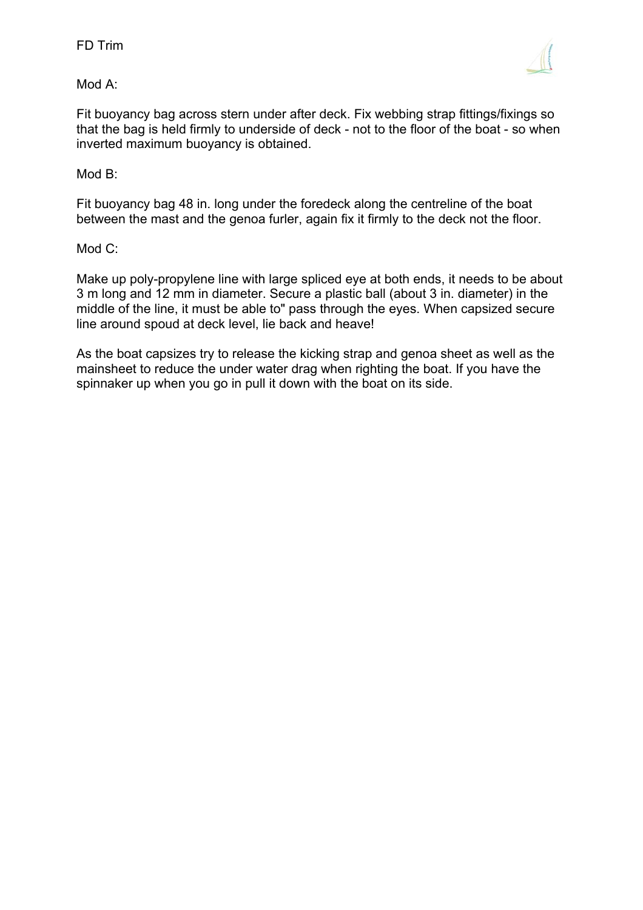Mod A:

Fit buoyancy bag across stern under after deck. Fix webbing strap fittings/fixings so that the bag is held firmly to underside of deck - not to the floor of the boat - so when inverted maximum buoyancy is obtained.

Mod B:

Fit buoyancy bag 48 in. long under the foredeck along the centreline of the boat between the mast and the genoa furler, again fix it firmly to the deck not the floor.

Mod C:

Make up poly-propylene line with large spliced eye at both ends, it needs to be about 3 m long and 12 mm in diameter. Secure a plastic ball (about 3 in. diameter) in the middle of the line, it must be able to" pass through the eyes. When capsized secure line around spoud at deck level, lie back and heave!

As the boat capsizes try to release the kicking strap and genoa sheet as well as the mainsheet to reduce the under water drag when righting the boat. If you have the spinnaker up when you go in pull it down with the boat on its side.